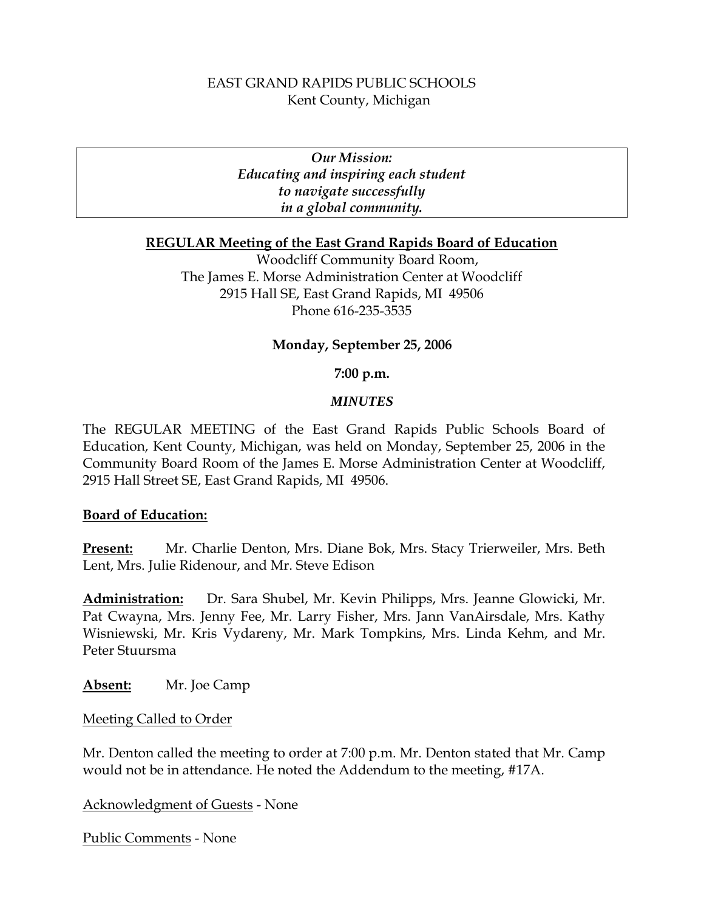EAST GRAND RAPIDS PUBLIC SCHOOLS
Kent County, Michigan

> ***Our Mission:***
> ***Educating and inspiring each student***
> ***to navigate successfully***
> ***in a global community.***

**REGULAR Meeting of the East Grand Rapids Board of Education**

Woodcliff Community Board Room,
The James E. Morse Administration Center at Woodcliff
2915 Hall SE, East Grand Rapids, MI 49506
Phone 616-235-3535

**Monday, September 25, 2006**

**7:00 p.m.**

***MINUTES***

The REGULAR MEETING of the East Grand Rapids Public Schools Board of Education, Kent County, Michigan, was held on Monday, September 25, 2006 in the Community Board Room of the James E. Morse Administration Center at Woodcliff, 2915 Hall Street SE, East Grand Rapids, MI 49506.

**Board of Education:**

**Present:** Mr. Charlie Denton, Mrs. Diane Bok, Mrs. Stacy Trierweiler, Mrs. Beth Lent, Mrs. Julie Ridenour, and Mr. Steve Edison

**Administration:** Dr. Sara Shubel, Mr. Kevin Philipps, Mrs. Jeanne Glowicki, Mr. Pat Cwayna, Mrs. Jenny Fee, Mr. Larry Fisher, Mrs. Jann VanAirsdale, Mrs. Kathy Wisniewski, Mr. Kris Vydareny, Mr. Mark Tompkins, Mrs. Linda Kehm, and Mr. Peter Stuursma

**Absent:** Mr. Joe Camp

Meeting Called to Order

Mr. Denton called the meeting to order at 7:00 p.m. Mr. Denton stated that Mr. Camp would not be in attendance. He noted the Addendum to the meeting, #17A.

Acknowledgment of Guests - None

Public Comments - None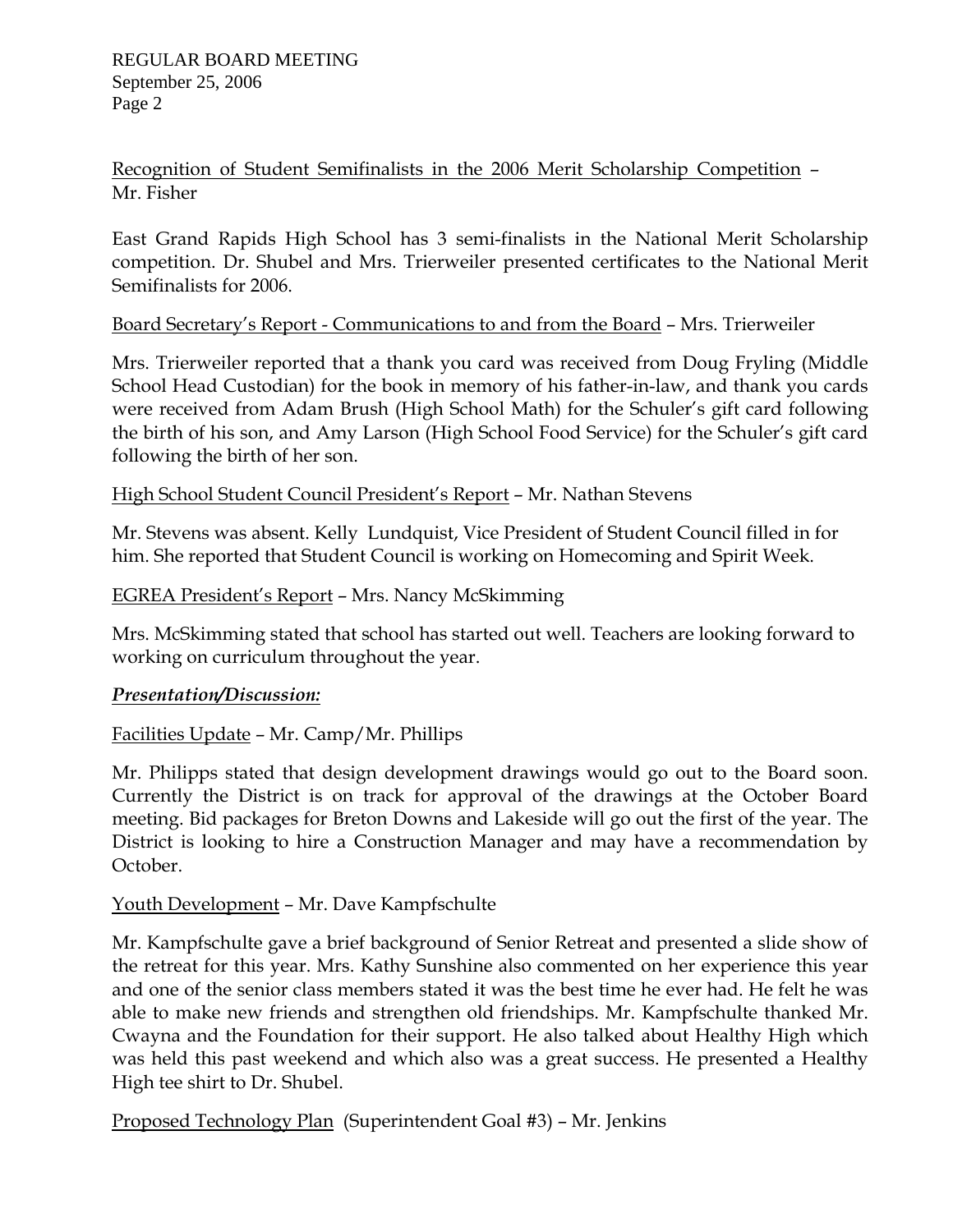Recognition of Student Semifinalists in the 2006 Merit Scholarship Competition – Mr. Fisher

East Grand Rapids High School has 3 semi-finalists in the National Merit Scholarship competition. Dr. Shubel and Mrs. Trierweiler presented certificates to the National Merit Semifinalists for 2006.

Board Secretary's Report - Communications to and from the Board – Mrs. Trierweiler

Mrs. Trierweiler reported that a thank you card was received from Doug Fryling (Middle School Head Custodian) for the book in memory of his father-in-law, and thank you cards were received from Adam Brush (High School Math) for the Schuler's gift card following the birth of his son, and Amy Larson (High School Food Service) for the Schuler's gift card following the birth of her son.

High School Student Council President's Report – Mr. Nathan Stevens

Mr. Stevens was absent. Kelly Lundquist, Vice President of Student Council filled in for him. She reported that Student Council is working on Homecoming and Spirit Week.

EGREA President's Report – Mrs. Nancy McSkimming

Mrs. McSkimming stated that school has started out well. Teachers are looking forward to working on curriculum throughout the year.

***Presentation/Discussion:***

Facilities Update – Mr. Camp/Mr. Phillips

Mr. Philipps stated that design development drawings would go out to the Board soon. Currently the District is on track for approval of the drawings at the October Board meeting. Bid packages for Breton Downs and Lakeside will go out the first of the year. The District is looking to hire a Construction Manager and may have a recommendation by October.

Youth Development – Mr. Dave Kampfschulte

Mr. Kampfschulte gave a brief background of Senior Retreat and presented a slide show of the retreat for this year. Mrs. Kathy Sunshine also commented on her experience this year and one of the senior class members stated it was the best time he ever had. He felt he was able to make new friends and strengthen old friendships. Mr. Kampfschulte thanked Mr. Cwayna and the Foundation for their support. He also talked about Healthy High which was held this past weekend and which also was a great success. He presented a Healthy High tee shirt to Dr. Shubel.

Proposed Technology Plan (Superintendent Goal #3) – Mr. Jenkins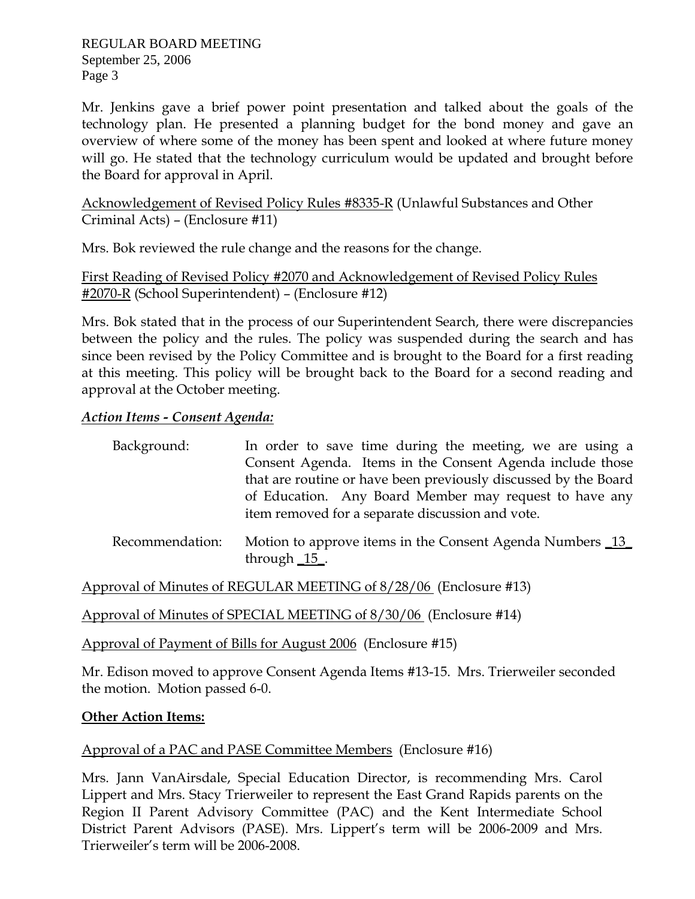Mr. Jenkins gave a brief power point presentation and talked about the goals of the technology plan. He presented a planning budget for the bond money and gave an overview of where some of the money has been spent and looked at where future money will go. He stated that the technology curriculum would be updated and brought before the Board for approval in April.

<u>Acknowledgement of Revised Policy Rules #8335-R</u> (Unlawful Substances and Other Criminal Acts) – (Enclosure #11)

Mrs. Bok reviewed the rule change and the reasons for the change.

<u>First Reading of Revised Policy #2070 and Acknowledgement of Revised Policy Rules #2070-R</u> (School Superintendent) – (Enclosure #12)

Mrs. Bok stated that in the process of our Superintendent Search, there were discrepancies between the policy and the rules. The policy was suspended during the search and has since been revised by the Policy Committee and is brought to the Board for a first reading at this meeting. This policy will be brought back to the Board for a second reading and approval at the October meeting.

***Action Items - Consent Agenda:***

Background: In order to save time during the meeting, we are using a Consent Agenda. Items in the Consent Agenda include those that are routine or have been previously discussed by the Board of Education. Any Board Member may request to have any item removed for a separate discussion and vote.

Recommendation: Motion to approve items in the Consent Agenda Numbers _13_ through _15_.

<u>Approval of Minutes of REGULAR MEETING of 8/28/06</u> (Enclosure #13)

<u>Approval of Minutes of SPECIAL MEETING of 8/30/06</u> (Enclosure #14)

<u>Approval of Payment of Bills for August 2006</u> (Enclosure #15)

Mr. Edison moved to approve Consent Agenda Items #13-15. Mrs. Trierweiler seconded the motion. Motion passed 6-0.

**Other Action Items:**

<u>Approval of a PAC and PASE Committee Members</u> (Enclosure #16)

Mrs. Jann VanAirsdale, Special Education Director, is recommending Mrs. Carol Lippert and Mrs. Stacy Trierweiler to represent the East Grand Rapids parents on the Region II Parent Advisory Committee (PAC) and the Kent Intermediate School District Parent Advisors (PASE). Mrs. Lippert's term will be 2006-2009 and Mrs. Trierweiler's term will be 2006-2008.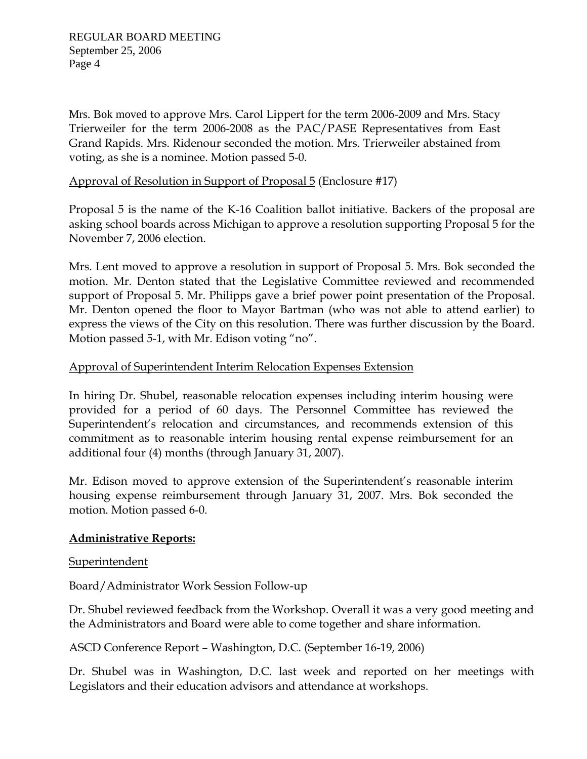Mrs. Bok moved to approve Mrs. Carol Lippert for the term 2006-2009 and Mrs. Stacy Trierweiler for the term 2006-2008 as the PAC/PASE Representatives from East Grand Rapids. Mrs. Ridenour seconded the motion. Mrs. Trierweiler abstained from voting, as she is a nominee. Motion passed 5-0.

<u>Approval of Resolution in Support of Proposal 5</u> (Enclosure #17)

Proposal 5 is the name of the K-16 Coalition ballot initiative. Backers of the proposal are asking school boards across Michigan to approve a resolution supporting Proposal 5 for the November 7, 2006 election.

Mrs. Lent moved to approve a resolution in support of Proposal 5. Mrs. Bok seconded the motion. Mr. Denton stated that the Legislative Committee reviewed and recommended support of Proposal 5. Mr. Philipps gave a brief power point presentation of the Proposal. Mr. Denton opened the floor to Mayor Bartman (who was not able to attend earlier) to express the views of the City on this resolution. There was further discussion by the Board. Motion passed 5-1, with Mr. Edison voting "no".

<u>Approval of Superintendent Interim Relocation Expenses Extension</u>

In hiring Dr. Shubel, reasonable relocation expenses including interim housing were provided for a period of 60 days. The Personnel Committee has reviewed the Superintendent's relocation and circumstances, and recommends extension of this commitment as to reasonable interim housing rental expense reimbursement for an additional four (4) months (through January 31, 2007).

Mr. Edison moved to approve extension of the Superintendent's reasonable interim housing expense reimbursement through January 31, 2007. Mrs. Bok seconded the motion. Motion passed 6-0.

**<u>Administrative Reports:</u>**

<u>Superintendent</u>

Board/Administrator Work Session Follow-up

Dr. Shubel reviewed feedback from the Workshop. Overall it was a very good meeting and the Administrators and Board were able to come together and share information.

ASCD Conference Report – Washington, D.C. (September 16-19, 2006)

Dr. Shubel was in Washington, D.C. last week and reported on her meetings with Legislators and their education advisors and attendance at workshops.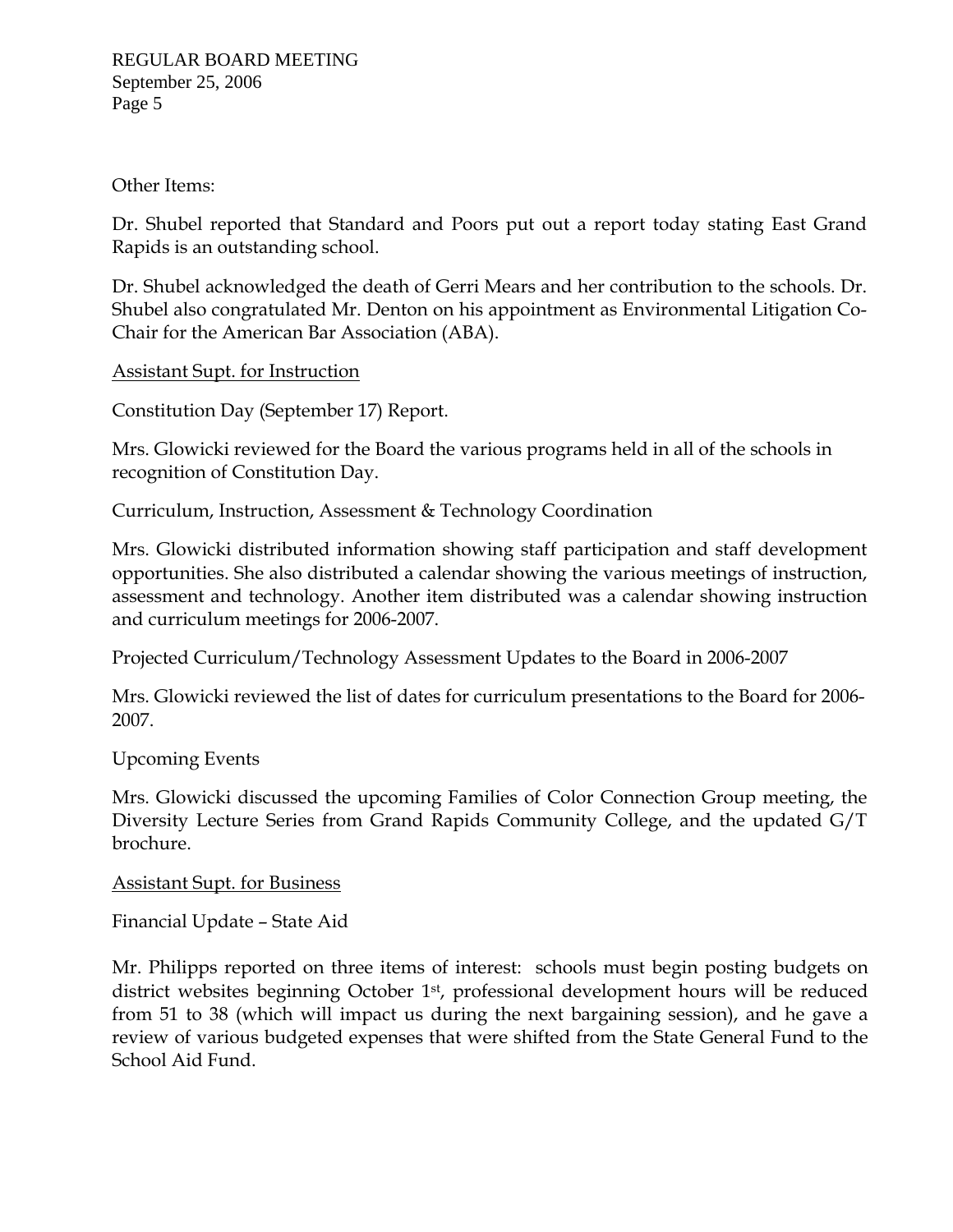Other Items:

Dr. Shubel reported that Standard and Poors put out a report today stating East Grand Rapids is an outstanding school.

Dr. Shubel acknowledged the death of Gerri Mears and her contribution to the schools. Dr. Shubel also congratulated Mr. Denton on his appointment as Environmental Litigation Co-Chair for the American Bar Association (ABA).

<u>Assistant Supt. for Instruction</u>

Constitution Day (September 17) Report.

Mrs. Glowicki reviewed for the Board the various programs held in all of the schools in recognition of Constitution Day.

Curriculum, Instruction, Assessment & Technology Coordination

Mrs. Glowicki distributed information showing staff participation and staff development opportunities. She also distributed a calendar showing the various meetings of instruction, assessment and technology. Another item distributed was a calendar showing instruction and curriculum meetings for 2006-2007.

Projected Curriculum/Technology Assessment Updates to the Board in 2006-2007

Mrs. Glowicki reviewed the list of dates for curriculum presentations to the Board for 2006-2007.

Upcoming Events

Mrs. Glowicki discussed the upcoming Families of Color Connection Group meeting, the Diversity Lecture Series from Grand Rapids Community College, and the updated G/T brochure.

<u>Assistant Supt. for Business</u>

Financial Update – State Aid

Mr. Philipps reported on three items of interest: schools must begin posting budgets on district websites beginning October 1st, professional development hours will be reduced from 51 to 38 (which will impact us during the next bargaining session), and he gave a review of various budgeted expenses that were shifted from the State General Fund to the School Aid Fund.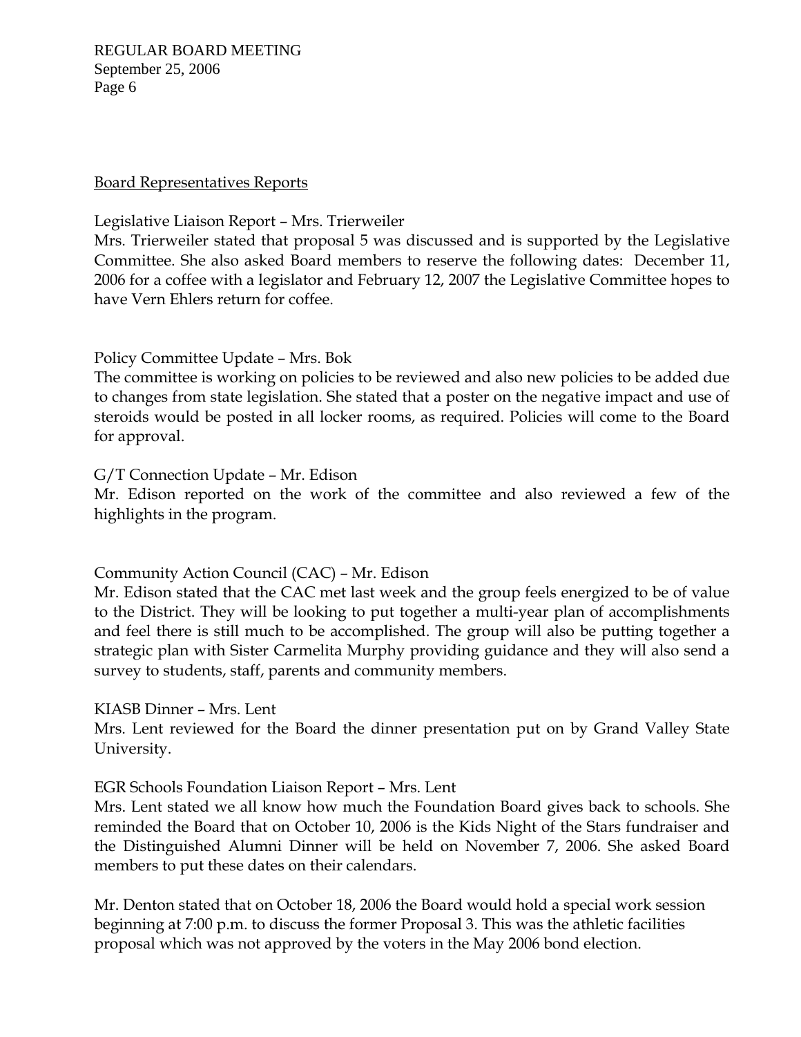<u>Board Representatives Reports</u>

Legislative Liaison Report – Mrs. Trierweiler

Mrs. Trierweiler stated that proposal 5 was discussed and is supported by the Legislative Committee. She also asked Board members to reserve the following dates: December 11, 2006 for a coffee with a legislator and February 12, 2007 the Legislative Committee hopes to have Vern Ehlers return for coffee.

Policy Committee Update – Mrs. Bok

The committee is working on policies to be reviewed and also new policies to be added due to changes from state legislation. She stated that a poster on the negative impact and use of steroids would be posted in all locker rooms, as required. Policies will come to the Board for approval.

G/T Connection Update – Mr. Edison

Mr. Edison reported on the work of the committee and also reviewed a few of the highlights in the program.

Community Action Council (CAC) – Mr. Edison

Mr. Edison stated that the CAC met last week and the group feels energized to be of value to the District. They will be looking to put together a multi-year plan of accomplishments and feel there is still much to be accomplished. The group will also be putting together a strategic plan with Sister Carmelita Murphy providing guidance and they will also send a survey to students, staff, parents and community members.

KIASB Dinner – Mrs. Lent

Mrs. Lent reviewed for the Board the dinner presentation put on by Grand Valley State University.

EGR Schools Foundation Liaison Report – Mrs. Lent

Mrs. Lent stated we all know how much the Foundation Board gives back to schools. She reminded the Board that on October 10, 2006 is the Kids Night of the Stars fundraiser and the Distinguished Alumni Dinner will be held on November 7, 2006. She asked Board members to put these dates on their calendars.

Mr. Denton stated that on October 18, 2006 the Board would hold a special work session beginning at 7:00 p.m. to discuss the former Proposal 3. This was the athletic facilities proposal which was not approved by the voters in the May 2006 bond election.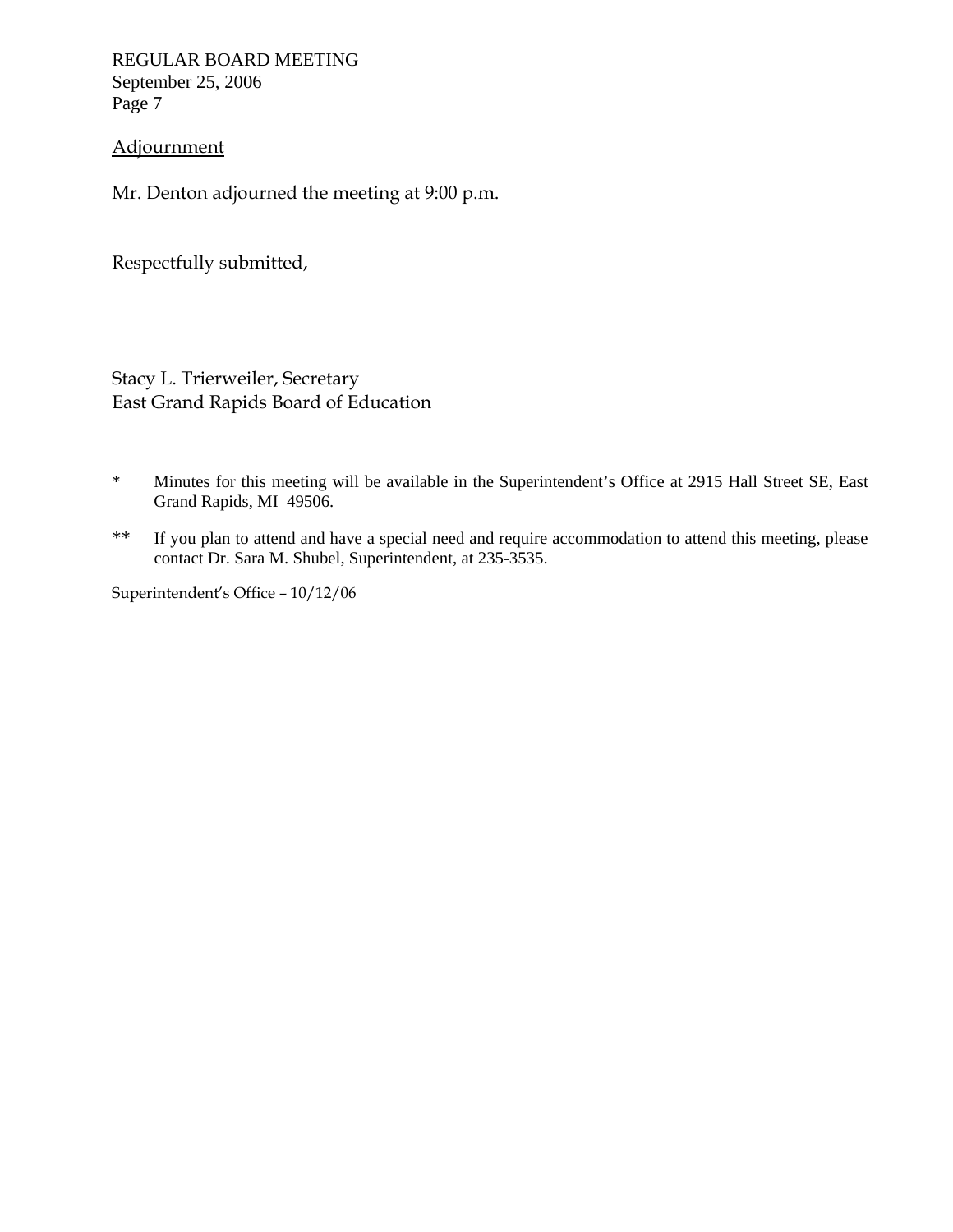## Adjournment

Mr. Denton adjourned the meeting at 9:00 p.m.

Respectfully submitted,

Stacy L. Trierweiler, Secretary
East Grand Rapids Board of Education

\* Minutes for this meeting will be available in the Superintendent's Office at 2915 Hall Street SE, East Grand Rapids, MI 49506.

\*\* If you plan to attend and have a special need and require accommodation to attend this meeting, please contact Dr. Sara M. Shubel, Superintendent, at 235-3535.

Superintendent's Office – 10/12/06